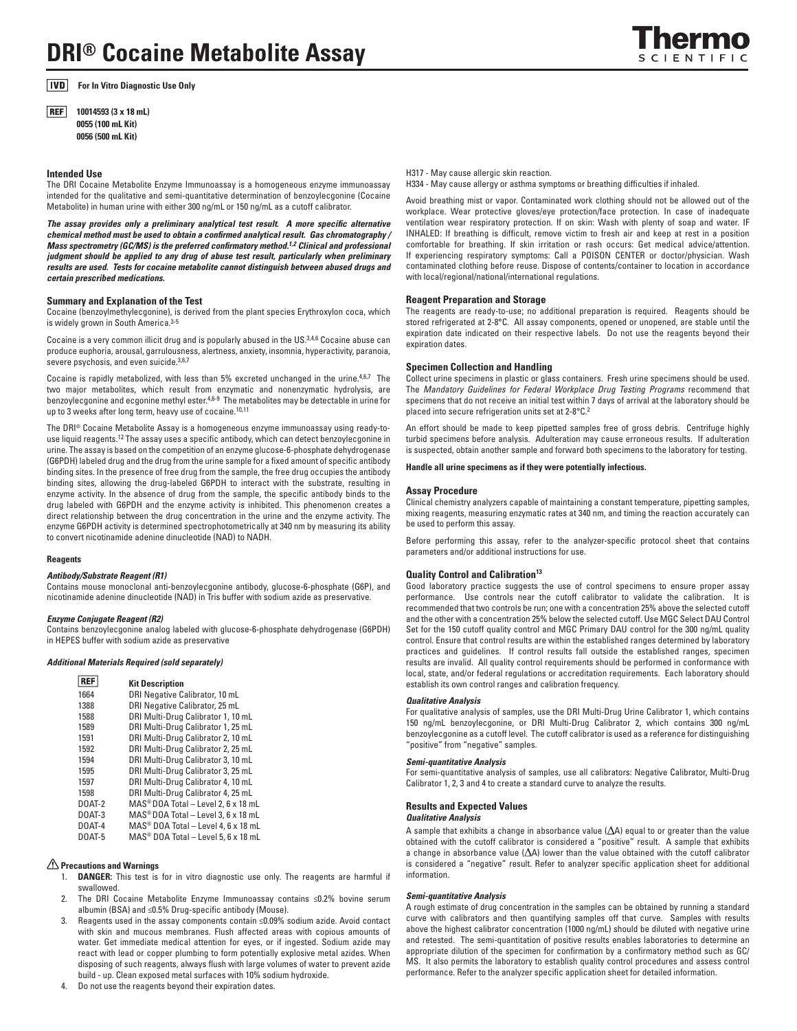# DRI® Cocaine Metabolite Assay

**IVD** **For In Vitro Diagnostic Use Only**

**REF** **10014593 (3 x 18 mL)**
**0055 (100 mL Kit)**
**0056 (500 mL Kit)**

## Intended Use

The DRI Cocaine Metabolite Enzyme Immunoassay is a homogeneous enzyme immunoassay intended for the qualitative and semi-quantitative determination of benzoylecgonine (Cocaine Metabolite) in human urine with either 300 ng/mL or 150 ng/mL as a cutoff calibrator.

***The assay provides only a preliminary analytical test result. A more specific alternative chemical method must be used to obtain a confirmed analytical result. Gas chromatography / Mass spectrometry (GC/MS) is the preferred confirmatory method.[1,2] Clinical and professional judgment should be applied to any drug of abuse test result, particularly when preliminary results are used. Tests for cocaine metabolite cannot distinguish between abused drugs and certain prescribed medications.***

## Summary and Explanation of the Test

Cocaine (benzoylmethylecgonine), is derived from the plant species Erythroxylon coca, which is widely grown in South America.[3-5]

Cocaine is a very common illicit drug and is popularly abused in the US.[3,4,6] Cocaine abuse can produce euphoria, arousal, garrulousness, alertness, anxiety, insomnia, hyperactivity, paranoia, severe psychosis, and even suicide.[3,6,7]

Cocaine is rapidly metabolized, with less than 5% excreted unchanged in the urine.[4,6,7] The two major metabolites, which result from enzymatic and nonenzymatic hydrolysis, are benzoylecgonine and ecgonine methyl ester.[4,6-9] The metabolites may be detectable in urine for up to 3 weeks after long term, heavy use of cocaine.[10,11]

The DRI® Cocaine Metabolite Assay is a homogeneous enzyme immunoassay using ready-to-use liquid reagents.[12] The assay uses a specific antibody, which can detect benzoylecgonine in urine. The assay is based on the competition of an enzyme glucose-6-phosphate dehydrogenase (G6PDH) labeled drug and the drug from the urine sample for a fixed amount of specific antibody binding sites. In the presence of free drug from the sample, the free drug occupies the antibody binding sites, allowing the drug-labeled G6PDH to interact with the substrate, resulting in enzyme activity. In the absence of drug from the sample, the specific antibody binds to the drug labeled with G6PDH and the enzyme activity is inhibited. This phenomenon creates a direct relationship between the drug concentration in the urine and the enzyme activity. The enzyme G6PDH activity is determined spectrophotometrically at 340 nm by measuring its ability to convert nicotinamide adenine dinucleotide (NAD) to NADH.

### Reagents

#### *Antibody/Substrate Reagent (R1)*

Contains mouse monoclonal anti-benzoylecgonine antibody, glucose-6-phosphate (G6P), and nicotinamide adenine dinucleotide (NAD) in Tris buffer with sodium azide as preservative.

#### *Enzyme Conjugate Reagent (R2)*

Contains benzoylecgonine analog labeled with glucose-6-phosphate dehydrogenase (G6PDH) in HEPES buffer with sodium azide as preservative

#### *Additional Materials Required (sold separately)*

| REF | Kit Description |
|---|---|
| 1664 | DRI Negative Calibrator, 10 mL |
| 1388 | DRI Negative Calibrator, 25 mL |
| 1588 | DRI Multi-Drug Calibrator 1, 10 mL |
| 1589 | DRI Multi-Drug Calibrator 1, 25 mL |
| 1591 | DRI Multi-Drug Calibrator 2, 10 mL |
| 1592 | DRI Multi-Drug Calibrator 2, 25 mL |
| 1594 | DRI Multi-Drug Calibrator 3, 10 mL |
| 1595 | DRI Multi-Drug Calibrator 3, 25 mL |
| 1597 | DRI Multi-Drug Calibrator 4, 10 mL |
| 1598 | DRI Multi-Drug Calibrator 4, 25 mL |
| DOAT-2 | MAS® DOA Total – Level 2, 6 x 18 mL |
| DOAT-3 | MAS® DOA Total – Level 3, 6 x 18 mL |
| DOAT-4 | MAS® DOA Total – Level 4, 6 x 18 mL |
| DOAT-5 | MAS® DOA Total – Level 5, 6 x 18 mL |

## ⚠ Precautions and Warnings

1. **DANGER:** This test is for in vitro diagnostic use only. The reagents are harmful if swallowed.
2. The DRI Cocaine Metabolite Enzyme Immunoassay contains ≤0.2% bovine serum albumin (BSA) and ≤0.5% Drug-specific antibody (Mouse).
3. Reagents used in the assay components contain ≤0.09% sodium azide. Avoid contact with skin and mucous membranes. Flush affected areas with copious amounts of water. Get immediate medical attention for eyes, or if ingested. Sodium azide may react with lead or copper plumbing to form potentially explosive metal azides. When disposing of such reagents, always flush with large volumes of water to prevent azide build - up. Clean exposed metal surfaces with 10% sodium hydroxide.
4. Do not use the reagents beyond their expiration dates.

H317 - May cause allergic skin reaction.
H334 - May cause allergy or asthma symptoms or breathing difficulties if inhaled.

Avoid breathing mist or vapor. Contaminated work clothing should not be allowed out of the workplace. Wear protective gloves/eye protection/face protection. In case of inadequate ventilation wear respiratory protection. If on skin: Wash with plenty of soap and water. IF INHALED: If breathing is difficult, remove victim to fresh air and keep at rest in a position comfortable for breathing. If skin irritation or rash occurs: Get medical advice/attention. If experiencing respiratory symptoms: Call a POISON CENTER or doctor/physician. Wash contaminated clothing before reuse. Dispose of contents/container to location in accordance with local/regional/national/international regulations.

## Reagent Preparation and Storage

The reagents are ready-to-use; no additional preparation is required. Reagents should be stored refrigerated at 2-8°C. All assay components, opened or unopened, are stable until the expiration date indicated on their respective labels. Do not use the reagents beyond their expiration dates.

## Specimen Collection and Handling

Collect urine specimens in plastic or glass containers. Fresh urine specimens should be used. The *Mandatory Guidelines for Federal Workplace Drug Testing Programs* recommend that specimens that do not receive an initial test within 7 days of arrival at the laboratory should be placed into secure refrigeration units set at 2-8°C.[2]

An effort should be made to keep pipetted samples free of gross debris. Centrifuge highly turbid specimens before analysis. Adulteration may cause erroneous results. If adulteration is suspected, obtain another sample and forward both specimens to the laboratory for testing.

**Handle all urine specimens as if they were potentially infectious.**

## Assay Procedure

Clinical chemistry analyzers capable of maintaining a constant temperature, pipetting samples, mixing reagents, measuring enzymatic rates at 340 nm, and timing the reaction accurately can be used to perform this assay.

Before performing this assay, refer to the analyzer-specific protocol sheet that contains parameters and/or additional instructions for use.

## Quality Control and Calibration[13]

Good laboratory practice suggests the use of control specimens to ensure proper assay performance. Use controls near the cutoff calibrator to validate the calibration. It is recommended that two controls be run; one with a concentration 25% above the selected cutoff and the other with a concentration 25% below the selected cutoff. Use MGC Select DAU Control Set for the 150 cutoff quality control and MGC Primary DAU control for the 300 ng/mL quality control. Ensure that control results are within the established ranges determined by laboratory practices and guidelines. If control results fall outside the established ranges, specimen results are invalid. All quality control requirements should be performed in conformance with local, state, and/or federal regulations or accreditation requirements. Each laboratory should establish its own control ranges and calibration frequency.

### *Qualitative Analysis*

For qualitative analysis of samples, use the DRI Multi-Drug Urine Calibrator 1, which contains 150 ng/mL benzoylecgonine, or DRI Multi-Drug Calibrator 2, which contains 300 ng/mL benzoylecgonine as a cutoff level. The cutoff calibrator is used as a reference for distinguishing "positive" from "negative" samples.

### *Semi-quantitative Analysis*

For semi-quantitative analysis of samples, use all calibrators: Negative Calibrator, Multi-Drug Calibrator 1, 2, 3 and 4 to create a standard curve to analyze the results.

## Results and Expected Values

### *Qualitative Analysis*

A sample that exhibits a change in absorbance value ($\Delta A$) equal to or greater than the value obtained with the cutoff calibrator is considered a "positive" result. A sample that exhibits a change in absorbance value ($\Delta A$) lower than the value obtained with the cutoff calibrator is considered a "negative" result. Refer to analyzer specific application sheet for additional information.

### *Semi-quantitative Analysis*

A rough estimate of drug concentration in the samples can be obtained by running a standard curve with calibrators and then quantifying samples off that curve. Samples with results above the highest calibrator concentration (1000 ng/mL) should be diluted with negative urine and retested. The semi-quantitation of positive results enables laboratories to determine an appropriate dilution of the specimen for confirmation by a confirmatory method such as GC/MS. It also permits the laboratory to establish quality control procedures and assess control performance. Refer to the analyzer specific application sheet for detailed information.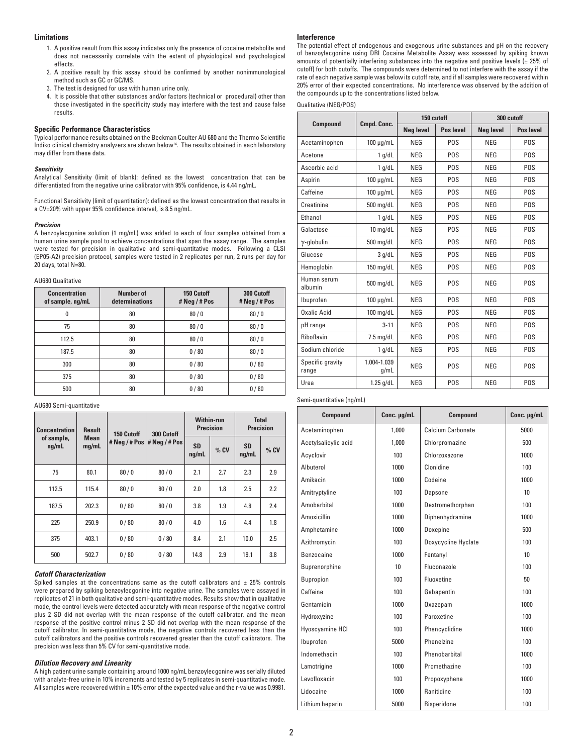### Limitations

1. A positive result from this assay indicates only the presence of cocaine metabolite and does not necessarily correlate with the extent of physiological and psychological effects.
2. A positive result by this assay should be confirmed by another nonimmunological method such as GC or GC/MS.
3. The test is designed for use with human urine only.
4. It is possible that other substances and/or factors (technical or procedural) other than those investigated in the specificity study may interfere with the test and cause false results.

### Specific Performance Characteristics

Typical performance results obtained on the Beckman Coulter AU 680 and the Thermo Scientific Indiko clinical chemistry analyzers are shown below[14]. The results obtained in each laboratory may differ from these data.

#### *Sensitivity*

Analytical Sensitivity (limit of blank): defined as the lowest concentration that can be differentiated from the negative urine calibrator with 95% confidence, is 4.44 ng/mL.

Functional Sensitivity (limit of quantitation): defined as the lowest concentration that results in a CV=20% with upper 95% confidence interval, is 8.5 ng/mL.

#### *Precision*

A benzoylecgonine solution (1 mg/mL) was added to each of four samples obtained from a human urine sample pool to achieve concentrations that span the assay range. The samples were tested for precision in qualitative and semi-quantitative modes. Following a CLSI (EP05-A2) precision protocol, samples were tested in 2 replicates per run, 2 runs per day for 20 days, total N=80.

AU680 Qualitative

| Concentration of sample, ng/mL | Number of determinations | 150 Cutoff # Neg / # Pos | 300 Cutoff # Neg / # Pos |
|---|---|---|---|
| 0 | 80 | 80 / 0 | 80 / 0 |
| 75 | 80 | 80 / 0 | 80 / 0 |
| 112.5 | 80 | 80 / 0 | 80 / 0 |
| 187.5 | 80 | 0 / 80 | 80 / 0 |
| 300 | 80 | 0 / 80 | 0 / 80 |
| 375 | 80 | 0 / 80 | 0 / 80 |
| 500 | 80 | 0 / 80 | 0 / 80 |

AU680 Semi-quantitative

| Concentration of sample, ng/mL | Result Mean mg/mL | 150 Cutoff # Neg / # Pos | 300 Cutoff # Neg / # Pos | Within-run Precision | | Total Precision | |
|---|---|---|---|---|---|---|---|
| | | | | SD ng/mL | % CV | SD ng/mL | % CV |
| 75 | 80.1 | 80 / 0 | 80 / 0 | 2.1 | 2.7 | 2.3 | 2.9 |
| 112.5 | 115.4 | 80 / 0 | 80 / 0 | 2.0 | 1.8 | 2.5 | 2.2 |
| 187.5 | 202.3 | 0 / 80 | 80 / 0 | 3.8 | 1.9 | 4.8 | 2.4 |
| 225 | 250.9 | 0 / 80 | 80 / 0 | 4.0 | 1.6 | 4.4 | 1.8 |
| 375 | 403.1 | 0 / 80 | 0 / 80 | 8.4 | 2.1 | 10.0 | 2.5 |
| 500 | 502.7 | 0 / 80 | 0 / 80 | 14.8 | 2.9 | 19.1 | 3.8 |

#### *Cutoff Characterization*

Spiked samples at the concentrations same as the cutoff calibrators and ± 25% controls were prepared by spiking benzoylecgonine into negative urine. The samples were assayed in replicates of 21 in both qualitative and semi-quantitative modes. Results show that in qualitative mode, the control levels were detected accurately with mean response of the negative control plus 2 SD did not overlap with the mean response of the cutoff calibrator, and the mean response of the positive control minus 2 SD did not overlap with the mean response of the cutoff calibrator. In semi-quantitative mode, the negative controls recovered less than the cutoff calibrators and the positive controls recovered greater than the cutoff calibrators. The precision was less than 5% CV for semi-quantitative mode.

#### *Dilution Recovery and Linearity*

A high patient urine sample containing around 1000 ng/mL benzoylecgonine was serially diluted with analyte-free urine in 10% increments and tested by 5 replicates in semi-quantitative mode. All samples were recovered within ± 10% error of the expected value and the r-value was 0.9981.

### Interference

The potential effect of endogenous and exogenous urine substances and pH on the recovery of benzoylecgonine using DRI Cocaine Metabolite Assay was assessed by spiking known amounts of potentially interfering substances into the negative and positive levels (± 25% of cutoff) for both cutoffs. The compounds were determined to not interfere with the assay if the rate of each negative sample was below its cutoff rate, and if all samples were recovered within 20% error of their expected concentrations. No interference was observed by the addition of the compounds up to the concentrations listed below.

Qualitative (NEG/POS)

| Compound | Cmpd. Conc. | 150 cutoff | | 300 cutoff | |
|---|---|---|---|---|---|
| | | Neg level | Pos level | Neg level | Pos level |
| Acetaminophen | 100 µg/mL | NEG | POS | NEG | POS |
| Acetone | 1 g/dL | NEG | POS | NEG | POS |
| Ascorbic acid | 1 g/dL | NEG | POS | NEG | POS |
| Aspirin | 100 µg/mL | NEG | POS | NEG | POS |
| Caffeine | 100 µg/mL | NEG | POS | NEG | POS |
| Creatinine | 500 mg/dL | NEG | POS | NEG | POS |
| Ethanol | 1 g/dL | NEG | POS | NEG | POS |
| Galactose | 10 mg/dL | NEG | POS | NEG | POS |
| γ-globulin | 500 mg/dL | NEG | POS | NEG | POS |
| Glucose | 3 g/dL | NEG | POS | NEG | POS |
| Hemoglobin | 150 mg/dL | NEG | POS | NEG | POS |
| Human serum albumin | 500 mg/dL | NEG | POS | NEG | POS |
| Ibuprofen | 100 µg/mL | NEG | POS | NEG | POS |
| Oxalic Acid | 100 mg/dL | NEG | POS | NEG | POS |
| pH range | 3-11 | NEG | POS | NEG | POS |
| Riboflavin | 7.5 mg/dL | NEG | POS | NEG | POS |
| Sodium chloride | 1 g/dL | NEG | POS | NEG | POS |
| Specific gravity range | 1.004-1.039 g/mL | NEG | POS | NEG | POS |
| Urea | 1.25 g/dL | NEG | POS | NEG | POS |

Semi-quantitative (ng/mL)

| Compound | Conc. µg/mL | Compound | Conc. µg/mL |
|---|---|---|---|
| Acetaminophen | 1,000 | Calcium Carbonate | 5000 |
| Acetylsalicylic acid | 1,000 | Chlorpromazine | 500 |
| Acyclovir | 100 | Chlorzoxazone | 1000 |
| Albuterol | 1000 | Clonidine | 100 |
| Amikacin | 1000 | Codeine | 1000 |
| Amitryptyline | 100 | Dapsone | 10 |
| Amobarbital | 1000 | Dextromethorphan | 100 |
| Amoxicillin | 1000 | Diphenhydramine | 1000 |
| Amphetamine | 1000 | Doxepine | 500 |
| Azithromycin | 100 | Doxycycline Hyclate | 100 |
| Benzocaine | 1000 | Fentanyl | 10 |
| Buprenorphine | 10 | Fluconazole | 100 |
| Bupropion | 100 | Fluoxetine | 50 |
| Caffeine | 100 | Gabapentin | 100 |
| Gentamicin | 1000 | Oxazepam | 1000 |
| Hydroxyzine | 100 | Paroxetine | 100 |
| Hyoscyamine HCl | 100 | Phencyclidine | 1000 |
| Ibuprofen | 5000 | Phenelzine | 100 |
| Indomethacin | 100 | Phenobarbital | 1000 |
| Lamotrigine | 1000 | Promethazine | 100 |
| Levofloxacin | 100 | Propoxyphene | 1000 |
| Lidocaine | 1000 | Ranitidine | 100 |
| Lithium heparin | 5000 | Risperidone | 100 |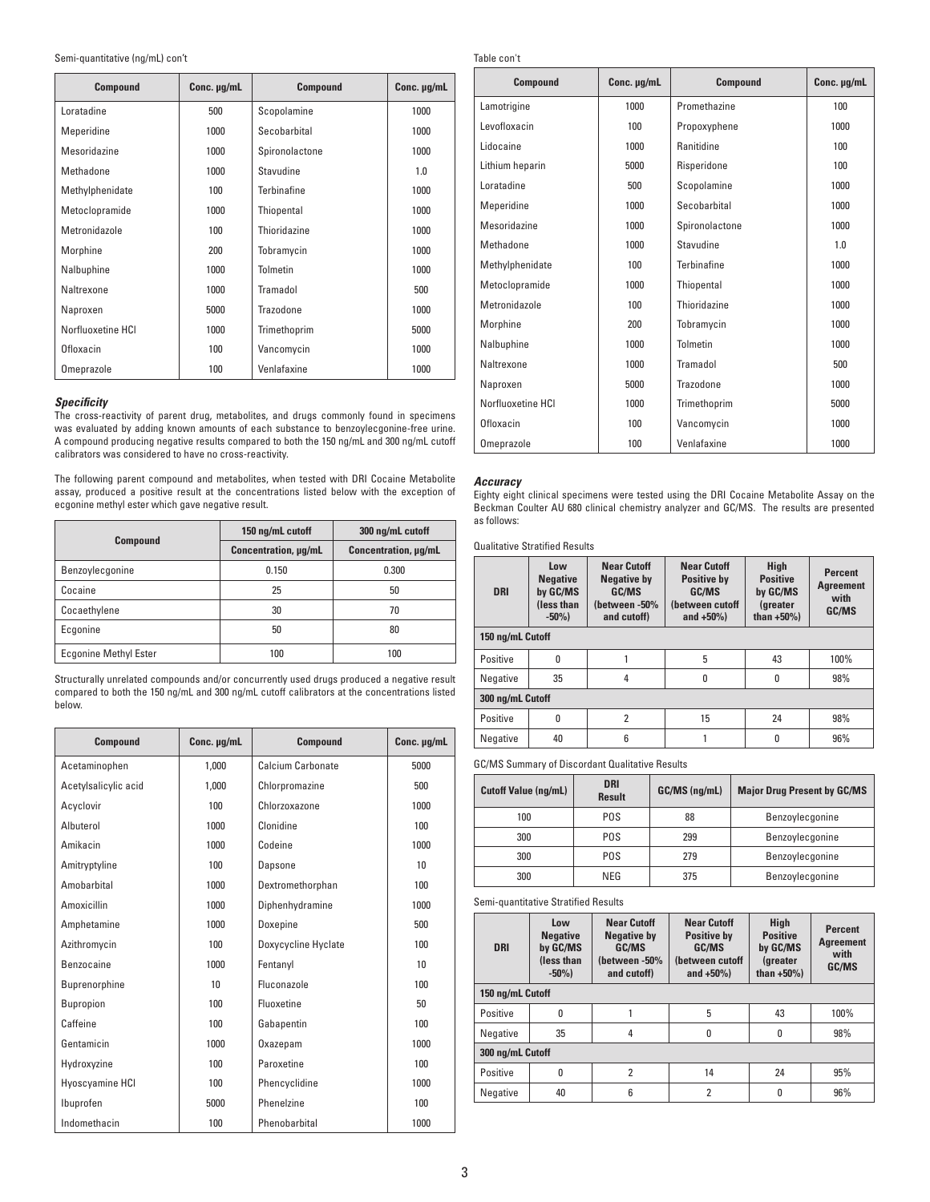Semi-quantitative (ng/mL) con't

| Compound | Conc. µg/mL | Compound | Conc. µg/mL |
|---|---|---|---|
| Loratadine | 500 | Scopolamine | 1000 |
| Meperidine | 1000 | Secobarbital | 1000 |
| Mesoridazine | 1000 | Spironolactone | 1000 |
| Methadone | 1000 | Stavudine | 1.0 |
| Methylphenidate | 100 | Terbinafine | 1000 |
| Metoclopramide | 1000 | Thiopental | 1000 |
| Metronidazole | 100 | Thioridazine | 1000 |
| Morphine | 200 | Tobramycin | 1000 |
| Nalbuphine | 1000 | Tolmetin | 1000 |
| Naltrexone | 1000 | Tramadol | 500 |
| Naproxen | 5000 | Trazodone | 1000 |
| Norfluoxetine HCl | 1000 | Trimethoprim | 5000 |
| Ofloxacin | 100 | Vancomycin | 1000 |
| Omeprazole | 100 | Venlafaxine | 1000 |

### *Specificity*

The cross-reactivity of parent drug, metabolites, and drugs commonly found in specimens was evaluated by adding known amounts of each substance to benzoylecgonine-free urine. A compound producing negative results compared to both the 150 ng/mL and 300 ng/mL cutoff calibrators was considered to have no cross-reactivity.

The following parent compound and metabolites, when tested with DRI Cocaine Metabolite assay, produced a positive result at the concentrations listed below with the exception of ecgonine methyl ester which gave negative result.

| Compound | 150 ng/mL cutoff | 300 ng/mL cutoff |
|---|---|---|
| | Concentration, µg/mL | Concentration, µg/mL |
| Benzoylecgonine | 0.150 | 0.300 |
| Cocaine | 25 | 50 |
| Cocaethylene | 30 | 70 |
| Ecgonine | 50 | 80 |
| Ecgonine Methyl Ester | 100 | 100 |

Structurally unrelated compounds and/or concurrently used drugs produced a negative result compared to both the 150 ng/mL and 300 ng/mL cutoff calibrators at the concentrations listed below.

| Compound | Conc. µg/mL | Compound | Conc. µg/mL |
|---|---|---|---|
| Acetaminophen | 1,000 | Calcium Carbonate | 5000 |
| Acetylsalicylic acid | 1,000 | Chlorpromazine | 500 |
| Acyclovir | 100 | Chlorzoxazone | 1000 |
| Albuterol | 1000 | Clonidine | 100 |
| Amikacin | 1000 | Codeine | 1000 |
| Amitryptyline | 100 | Dapsone | 10 |
| Amobarbital | 1000 | Dextromethorphan | 100 |
| Amoxicillin | 1000 | Diphenhydramine | 1000 |
| Amphetamine | 1000 | Doxepine | 500 |
| Azithromycin | 100 | Doxycycline Hyclate | 100 |
| Benzocaine | 1000 | Fentanyl | 10 |
| Buprenorphine | 10 | Fluconazole | 100 |
| Bupropion | 100 | Fluoxetine | 50 |
| Caffeine | 100 | Gabapentin | 100 |
| Gentamicin | 1000 | Oxazepam | 1000 |
| Hydroxyzine | 100 | Paroxetine | 100 |
| Hyoscyamine HCl | 100 | Phencyclidine | 1000 |
| Ibuprofen | 5000 | Phenelzine | 100 |
| Indomethacin | 100 | Phenobarbital | 1000 |

Table con't

| Compound | Conc. µg/mL | Compound | Conc. µg/mL |
|---|---|---|---|
| Lamotrigine | 1000 | Promethazine | 100 |
| Levofloxacin | 100 | Propoxyphene | 1000 |
| Lidocaine | 1000 | Ranitidine | 100 |
| Lithium heparin | 5000 | Risperidone | 100 |
| Loratadine | 500 | Scopolamine | 1000 |
| Meperidine | 1000 | Secobarbital | 1000 |
| Mesoridazine | 1000 | Spironolactone | 1000 |
| Methadone | 1000 | Stavudine | 1.0 |
| Methylphenidate | 100 | Terbinafine | 1000 |
| Metoclopramide | 1000 | Thiopental | 1000 |
| Metronidazole | 100 | Thioridazine | 1000 |
| Morphine | 200 | Tobramycin | 1000 |
| Nalbuphine | 1000 | Tolmetin | 1000 |
| Naltrexone | 1000 | Tramadol | 500 |
| Naproxen | 5000 | Trazodone | 1000 |
| Norfluoxetine HCl | 1000 | Trimethoprim | 5000 |
| Ofloxacin | 100 | Vancomycin | 1000 |
| Omeprazole | 100 | Venlafaxine | 1000 |

### *Accuracy*

Eighty eight clinical specimens were tested using the DRI Cocaine Metabolite Assay on the Beckman Coulter AU 680 clinical chemistry analyzer and GC/MS. The results are presented as follows:

Qualitative Stratified Results

| DRI | Low Negative by GC/MS (less than -50%) | Near Cutoff Negative by GC/MS (between -50% and cutoff) | Near Cutoff Positive by GC/MS (between cutoff and +50%) | High Positive by GC/MS (greater than +50%) | Percent Agreement with GC/MS |
|---|---|---|---|---|---|
| **150 ng/mL Cutoff** | | | | | |
| Positive | 0 | 1 | 5 | 43 | 100% |
| Negative | 35 | 4 | 0 | 0 | 98% |
| **300 ng/mL Cutoff** | | | | | |
| Positive | 0 | 2 | 15 | 24 | 98% |
| Negative | 40 | 6 | 1 | 0 | 96% |

GC/MS Summary of Discordant Qualitative Results

| Cutoff Value (ng/mL) | DRI Result | GC/MS (ng/mL) | Major Drug Present by GC/MS |
|---|---|---|---|
| 100 | POS | 88 | Benzoylecgonine |
| 300 | POS | 299 | Benzoylecgonine |
| 300 | POS | 279 | Benzoylecgonine |
| 300 | NEG | 375 | Benzoylecgonine |

Semi-quantitative Stratified Results

| DRI | Low Negative by GC/MS (less than -50%) | Near Cutoff Negative by GC/MS (between -50% and cutoff) | Near Cutoff Positive by GC/MS (between cutoff and +50%) | High Positive by GC/MS (greater than +50%) | Percent Agreement with GC/MS |
|---|---|---|---|---|---|
| **150 ng/mL Cutoff** | | | | | |
| Positive | 0 | 1 | 5 | 43 | 100% |
| Negative | 35 | 4 | 0 | 0 | 98% |
| **300 ng/mL Cutoff** | | | | | |
| Positive | 0 | 2 | 14 | 24 | 95% |
| Negative | 40 | 6 | 2 | 0 | 96% |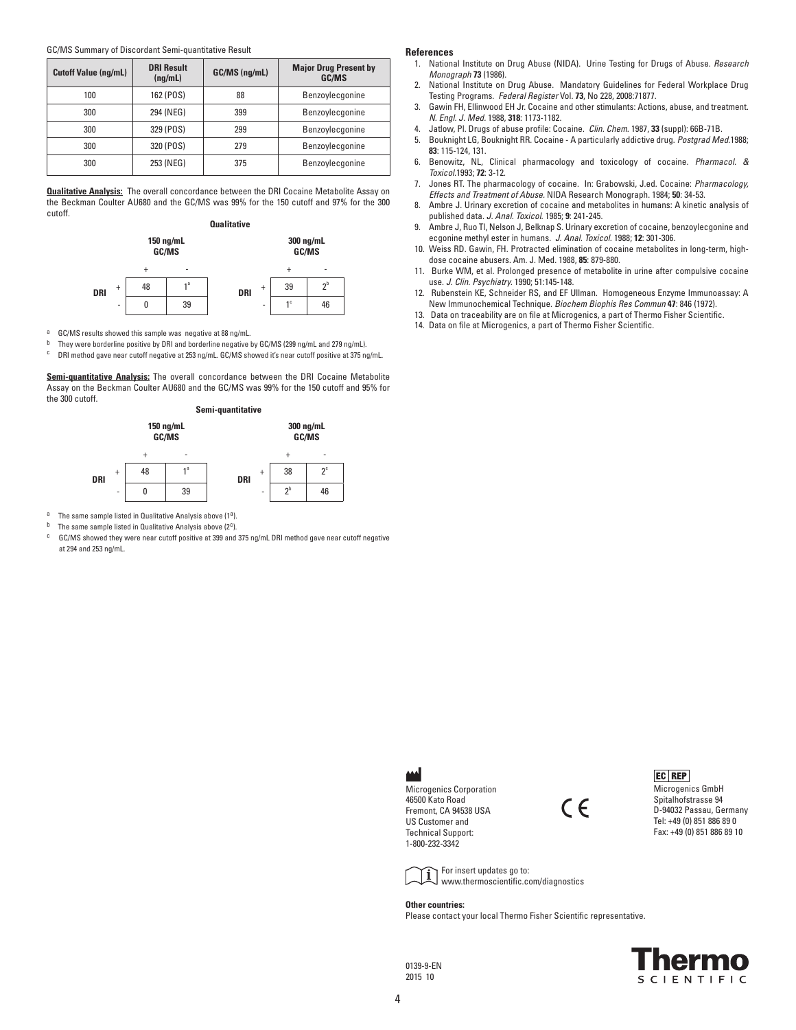GC/MS Summary of Discordant Semi-quantitative Result

| Cutoff Value (ng/mL) | DRI Result (ng/mL) | GC/MS (ng/mL) | Major Drug Present by GC/MS |
|---|---|---|---|
| 100 | 162 (POS) | 88 | Benzoylecgonine |
| 300 | 294 (NEG) | 399 | Benzoylecgonine |
| 300 | 329 (POS) | 299 | Benzoylecgonine |
| 300 | 320 (POS) | 279 | Benzoylecgonine |
| 300 | 253 (NEG) | 375 | Benzoylecgonine |

**Qualitative Analysis:** The overall concordance between the DRI Cocaine Metabolite Assay on the Beckman Coulter AU680 and the GC/MS was 99% for the 150 cutoff and 97% for the 300 cutoff.

**Qualitative**

| | | 150 ng/mL GC/MS | |
|---|---|---|---|
| | | + | - |
| DRI | + | 48 | 1[a] |
| | - | 0 | 39 |

| | | 300 ng/mL GC/MS | |
|---|---|---|---|
| | | + | - |
| DRI | + | 39 | 2[b] |
| | - | 1[c] | 46 |

[a] GC/MS results showed this sample was negative at 88 ng/mL.

[b] They were borderline positive by DRI and borderline negative by GC/MS (299 ng/mL and 279 ng/mL).

[c] DRI method gave near cutoff negative at 253 ng/mL. GC/MS showed it's near cutoff positive at 375 ng/mL.

**Semi-quantitative Analysis:** The overall concordance between the DRI Cocaine Metabolite Assay on the Beckman Coulter AU680 and the GC/MS was 99% for the 150 cutoff and 95% for the 300 cutoff.

**Semi-quantitative**

| | | 150 ng/mL GC/MS | |
|---|---|---|---|
| | | + | - |
| DRI | + | 48 | 1[a] |
| | - | 0 | 39 |

| | | 300 ng/mL GC/MS | |
|---|---|---|---|
| | | + | - |
| DRI | + | 38 | 2[c] |
| | - | 2[b] | 46 |

[a] The same sample listed in Qualitative Analysis above (1[a]).

[b] The same sample listed in Qualitative Analysis above (2[c]).

[c] GC/MS showed they were near cutoff positive at 399 and 375 ng/mL DRI method gave near cutoff negative at 294 and 253 ng/mL.

## References

1. National Institute on Drug Abuse (NIDA). Urine Testing for Drugs of Abuse. *Research Monograph* **73** (1986).
2. National Institute on Drug Abuse. Mandatory Guidelines for Federal Workplace Drug Testing Programs. *Federal Register* Vol. **73**, No 228, 2008:71877.
3. Gawin FH, Ellinwood EH Jr. Cocaine and other stimulants: Actions, abuse, and treatment. *N. Engl. J. Med.* 1988, **318**: 1173-1182.
4. Jatlow, Pl. Drugs of abuse profile: Cocaine. *Clin. Chem.* 1987, **33** (suppl): 66B-71B.
5. Bouknight LG, Bouknight RR. Cocaine - A particularly addictive drug. *Postgrad Med.*1988; **83**: 115-124, 131.
6. Benowitz, NL, Clinical pharmacology and toxicology of cocaine. *Pharmacol. & Toxicol.*1993; **72**: 3-12.
7. Jones RT. The pharmacology of cocaine. In: Grabowski, J.ed. Cocaine: *Pharmacology, Effects and Treatment of Abuse.* NIDA Research Monograph. 1984; **50**: 34-53.
8. Ambre J. Urinary excretion of cocaine and metabolites in humans: A kinetic analysis of published data. *J. Anal. Toxicol.* 1985; **9**: 241-245.
9. Ambre J, Ruo TI, Nelson J, Belknap S. Urinary excretion of cocaine, benzoylecgonine and ecgonine methyl ester in humans. *J. Anal. Toxicol.* 1988; **12**: 301-306.
10. Weiss RD. Gawin, FH. Protracted elimination of cocaine metabolites in long-term, high-dose cocaine abusers. Am. J. Med. 1988, **85**: 879-880.
11. Burke WM, et al. Prolonged presence of metabolite in urine after compulsive cocaine use. *J. Clin. Psychiatry.* 1990; 51:145-148.
12. Rubenstein KE, Schneider RS, and EF Ullman. Homogeneous Enzyme Immunoassay: A New Immunochemical Technique. *Biochem Biophis Res Commun* **47**: 846 (1972).
13. Data on traceability are on file at Microgenics, a part of Thermo Fisher Scientific.
14. Data on file at Microgenics, a part of Thermo Fisher Scientific.

Microgenics Corporation
46500 Kato Road
Fremont, CA 94538 USA
US Customer and
Technical Support:
1-800-232-3342

EC REP
Microgenics GmbH
Spitalhofstrasse 94
D-94032 Passau, Germany
Tel: +49 (0) 851 886 89 0
Fax: +49 (0) 851 886 89 10

For insert updates go to:
www.thermoscientific.com/diagnostics

**Other countries:**
Please contact your local Thermo Fisher Scientific representative.

0139-9-EN
2015 10

Thermo SCIENTIFIC